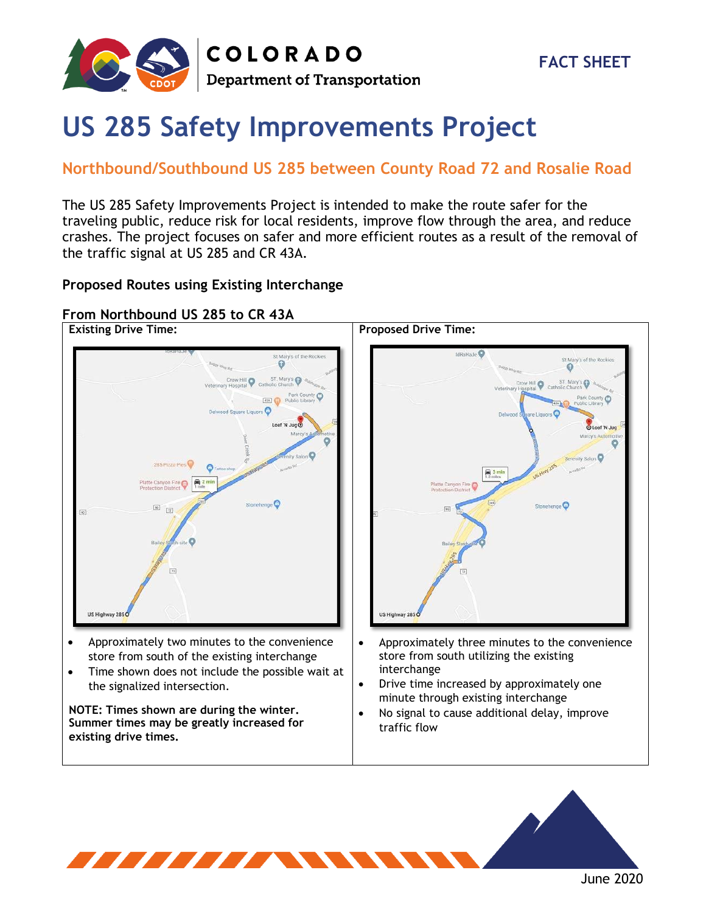FACT SHEET

# US 285 Safety Improvements Project

## Northbound/Southbound US 285 between County Road 72 and Rosalie Road

The US 285 Safety Improvements Project is intended to make the route safer for the traveling public, reduce risk for local residents, improve flow through the area, and reduce crashes. The project focuses on safer and more efficient routes as a result of the removal of the traffic signal at US 285 and CR 43A.

### Proposed Routes using Existing Interchange

### From Northbound US 285 to CR 43A

| Existing Drive Time: | Proposed Drive Time: |
|---|---|
| • Approximately two minutes to the convenience store from south of the existing interchange<br>• Time shown does not include the possible wait at the signalized intersection.<br><br>**NOTE: Times shown are during the winter. Summer times may be greatly increased for existing drive times.** | • Approximately three minutes to the convenience store from south utilizing the existing interchange<br>• Drive time increased by approximately one minute through existing interchange<br>• No signal to cause additional delay, improve traffic flow |

June 2020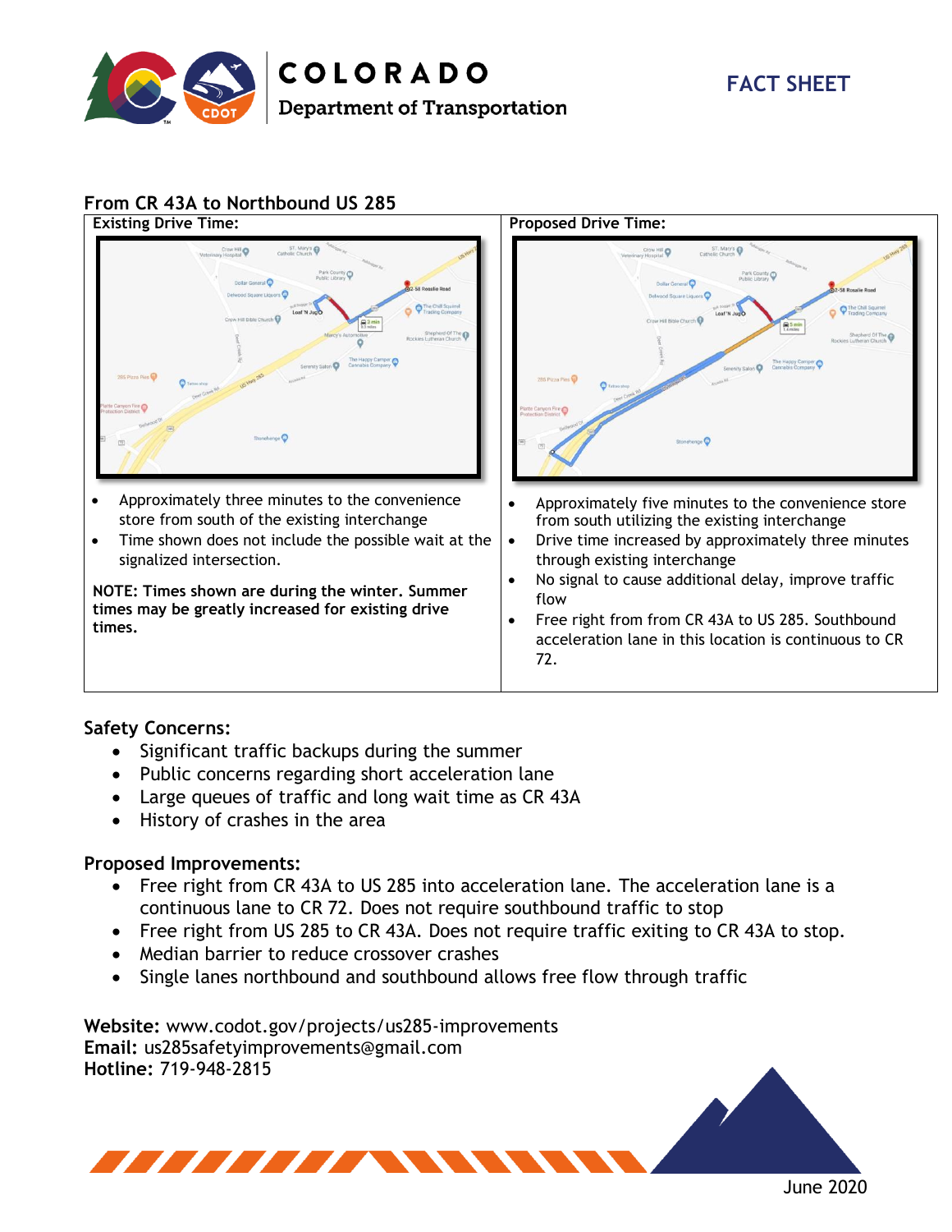# FACT SHEET

**COLORADO**
**Department of Transportation**

## From CR 43A to Northbound US 285

### Existing Drive Time:

- Approximately three minutes to the convenience store from south of the existing interchange
- Time shown does not include the possible wait at the signalized intersection.

**NOTE: Times shown are during the winter. Summer times may be greatly increased for existing drive times.**

### Proposed Drive Time:

- Approximately five minutes to the convenience store from south utilizing the existing interchange
- Drive time increased by approximately three minutes through existing interchange
- No signal to cause additional delay, improve traffic flow
- Free right from CR 43A to US 285. Southbound acceleration lane in this location is continuous to CR 72.

### Safety Concerns:

- Significant traffic backups during the summer
- Public concerns regarding short acceleration lane
- Large queues of traffic and long wait time as CR 43A
- History of crashes in the area

### Proposed Improvements:

- Free right from CR 43A to US 285 into acceleration lane. The acceleration lane is a continuous lane to CR 72. Does not require southbound traffic to stop
- Free right from US 285 to CR 43A. Does not require traffic exiting to CR 43A to stop.
- Median barrier to reduce crossover crashes
- Single lanes northbound and southbound allows free flow through traffic

**Website:** www.codot.gov/projects/us285-improvements
**Email:** us285safetyimprovements@gmail.com
**Hotline:** 719-948-2815

June 2020